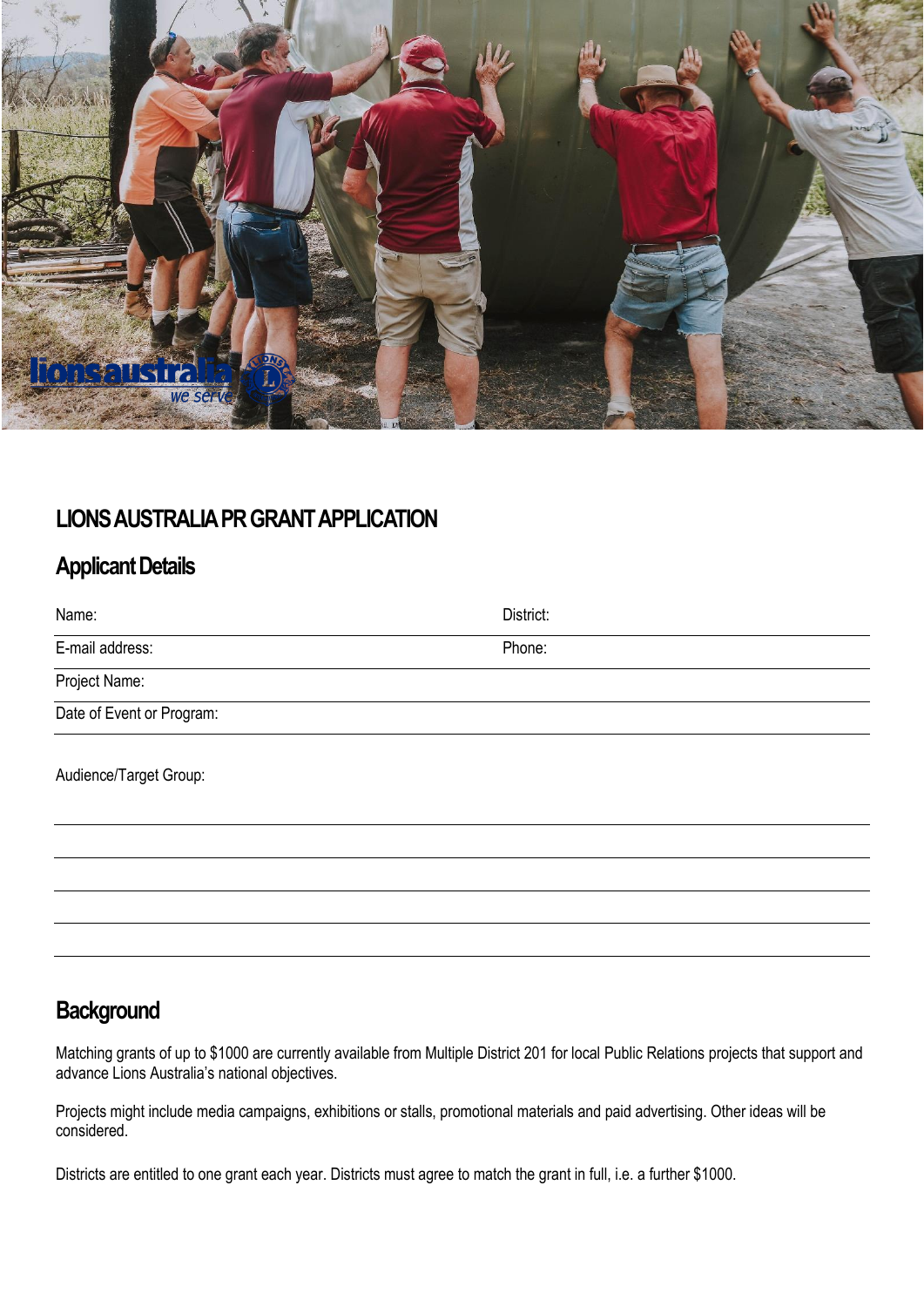# LIONS AUSTRALIA PR GRANT APPLICATION

## Applicant Details

Name: District:

E-mail address: Phone:

Project Name:

Date of Event or Program:

Audience/Target Group:

## Background

Matching grants of up to $1000 are currently available from Multiple District 201 for local Public Relations projects that support and advance Lions Australia's national objectives.

Projects might include media campaigns, exhibitions or stalls, promotional materials and paid advertising. Other ideas will be considered.

Districts are entitled to one grant each year. Districts must agree to match the grant in full, i.e. a further $1000.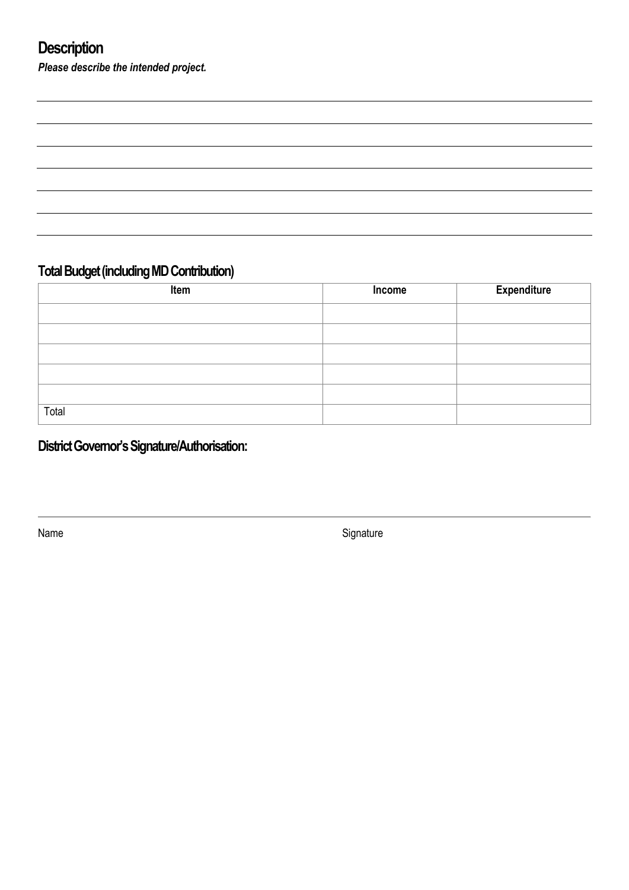## Description

***Please describe the intended project.***

## Total Budget (including MD Contribution)

| Item | Income | Expenditure |
|---|---|---|
| | | |
| | | |
| | | |
| | | |
| | | |
| Total | | |

## District Governor's Signature/Authorisation:

Name

Signature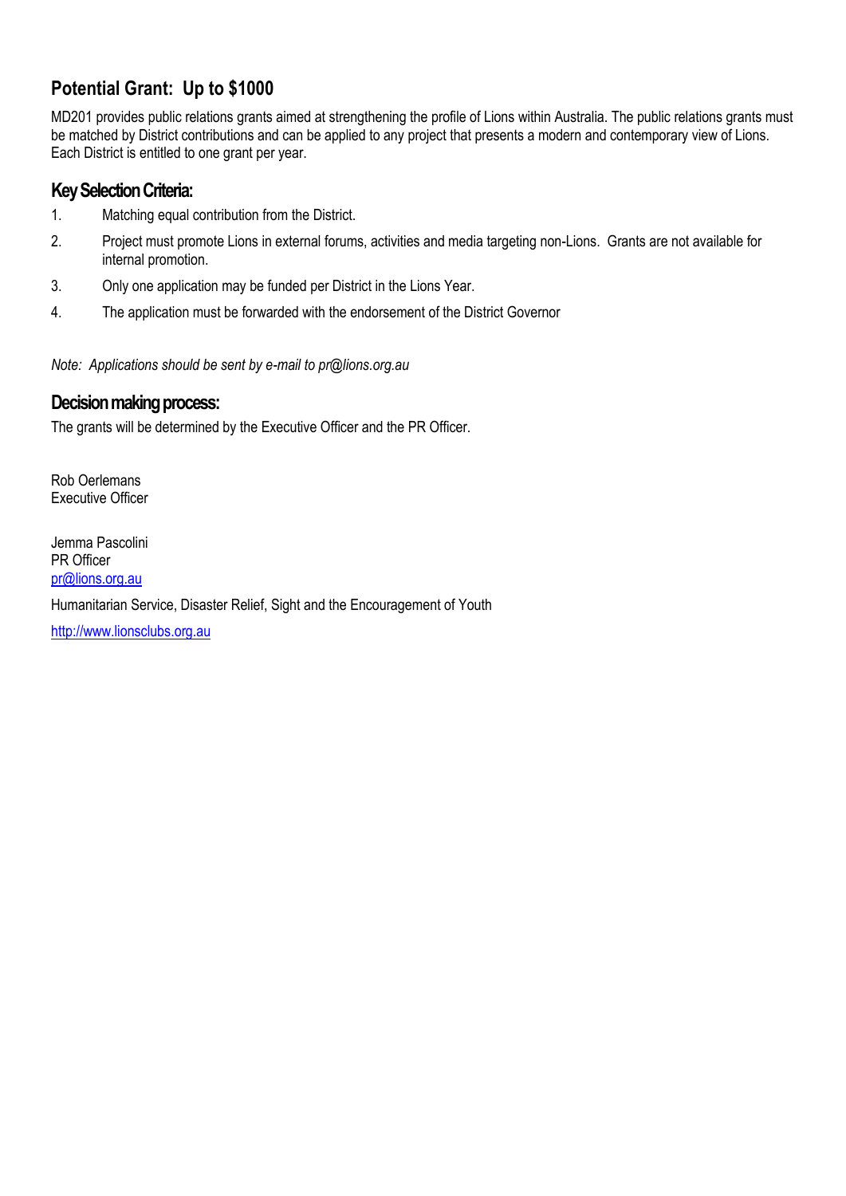## Potential Grant: Up to $1000

MD201 provides public relations grants aimed at strengthening the profile of Lions within Australia. The public relations grants must be matched by District contributions and can be applied to any project that presents a modern and contemporary view of Lions. Each District is entitled to one grant per year.

### Key Selection Criteria:

1. Matching equal contribution from the District.
2. Project must promote Lions in external forums, activities and media targeting non-Lions. Grants are not available for internal promotion.
3. Only one application may be funded per District in the Lions Year.
4. The application must be forwarded with the endorsement of the District Governor

*Note: Applications should be sent by e-mail to pr@lions.org.au*

### Decision making process:

The grants will be determined by the Executive Officer and the PR Officer.

Rob Oerlemans
Executive Officer

Jemma Pascolini
PR Officer
pr@lions.org.au

Humanitarian Service, Disaster Relief, Sight and the Encouragement of Youth

http://www.lionsclubs.org.au